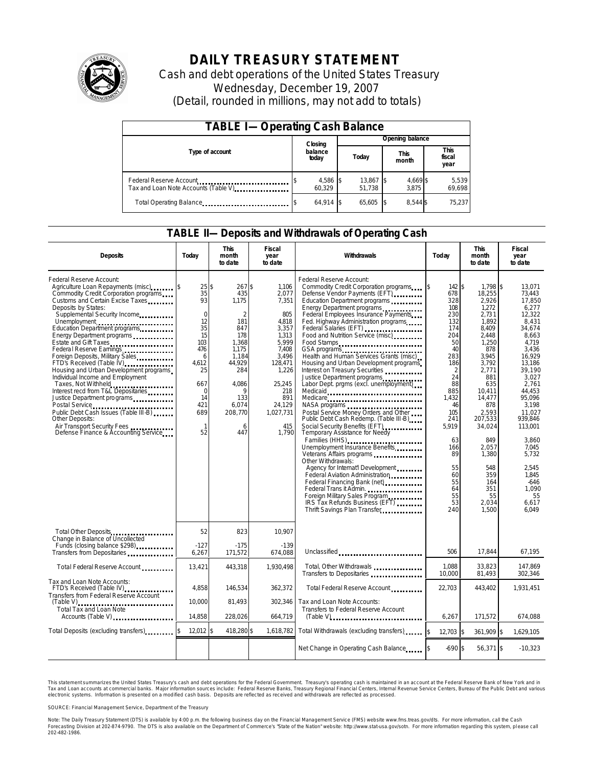# DAILY TREASURY STATEMENT

Cash and debt operations of the United States Treasury
Wednesday, December 19, 2007
(Detail, rounded in millions, may not add to totals)

## TABLE I— Operating Cash Balance

| Type of account | Closing balance today | Opening balance Today | Opening balance This month | Opening balance This fiscal year |
|---|---|---|---|---|
| Federal Reserve Account | $ 4,586 | $ 13,867 | $ 4,669 | $ 5,539 |
| Tax and Loan Note Accounts (Table V) | 60,329 | 51,738 | 3,875 | 69,698 |
| Total Operating Balance | $ 64,914 | $ 65,605 | $ 8,544 | $ 75,237 |

## TABLE II— Deposits and Withdrawals of Operating Cash

| Deposits | Today | This month to date | Fiscal year to date |
|---|---|---|---|
| Federal Reserve Account: | | | |
| Agriculture Loan Repayments (misc) | $ 25 | $ 267 | $ 1,106 |
| Commodity Credit Corporation programs | 35 | 435 | 2,077 |
| Customs and Certain Excise Taxes | 93 | 1,175 | 7,351 |
| Deposits by States: | | | |
| Supplemental Security Income | 0 | 2 | 805 |
| Unemployment | 12 | 181 | 4,818 |
| Education Department programs | 35 | 847 | 3,357 |
| Energy Department programs | 15 | 178 | 1,313 |
| Estate and Gift Taxes | 103 | 1,368 | 5,999 |
| Federal Reserve Earnings | 476 | 1,175 | 7,408 |
| Foreign Deposits, Military Sales | 6 | 1,184 | 3,496 |
| FTD's Received (Table IV) | 4,612 | 44,929 | 128,471 |
| Housing and Urban Development programs | 25 | 284 | 1,226 |
| Individual Income and Employment Taxes, Not Withheld | 667 | 4,086 | 25,245 |
| Interest recd from T&L Depositaries | 0 | 9 | 218 |
| Justice Department programs | 14 | 133 | 891 |
| Postal Service | 421 | 6,074 | 24,129 |
| Public Debt Cash Issues (Table III-B) | 689 | 208,770 | 1,027,731 |
| Other Deposits: | | | |
| Air Transport Security Fees | 1 | 6 | 415 |
| Defense Finance & Accounting Service | 52 | 447 | 1,790 |
| Total Other Deposits | 52 | 823 | 10,907 |
| Change in Balance of Uncollected Funds (closing balance $298) | -127 | -175 | -139 |
| Transfers from Depositaries | 6,267 | 171,572 | 674,088 |
| Total Federal Reserve Account | 13,421 | 443,318 | 1,930,498 |
| Tax and Loan Note Accounts: | | | |
| FTD's Received (Table IV) | 4,858 | 146,534 | 362,372 |
| Transfers from Federal Reserve Account (Table V) | 10,000 | 81,493 | 302,346 |
| Total Tax and Loan Note Accounts (Table V) | 14,858 | 228,026 | 664,719 |
| Total Deposits (excluding transfers) | $ 12,012 | $ 418,280 | $ 1,618,782 |

| Withdrawals | Today | This month to date | Fiscal year to date |
|---|---|---|---|
| Federal Reserve Account: | | | |
| Commodity Credit Corporation programs | $ 142 | $ 1,798 | $ 13,071 |
| Defense Vendor Payments (EFT) | 678 | 18,255 | 73,443 |
| Education Department programs | 328 | 2,926 | 17,850 |
| Energy Department programs | 108 | 1,272 | 6,277 |
| Federal Employees Insurance Payments | 230 | 2,731 | 12,322 |
| Fed. Highway Administration programs | 132 | 1,892 | 8,431 |
| Federal Salaries (EFT) | 174 | 8,409 | 34,674 |
| Food and Nutrition Service (misc) | 204 | 2,448 | 8,663 |
| Food Stamps | 50 | 1,250 | 4,719 |
| GSA programs | 40 | 878 | 3,436 |
| Health and Human Services Grants (misc) | 283 | 3,945 | 16,929 |
| Housing and Urban Development programs | 186 | 3,792 | 13,186 |
| Interest on Treasury Securities | 2 | 2,771 | 39,190 |
| Justice Department programs | 24 | 881 | 3,027 |
| Labor Dept. prgms (excl. unemployment) | 88 | 635 | 2,761 |
| Medicaid | 885 | 10,411 | 44,453 |
| Medicare | 1,432 | 14,477 | 95,096 |
| NASA programs | 46 | 878 | 3,198 |
| Postal Service Money Orders and Other | 105 | 2,593 | 11,027 |
| Public Debt Cash Redemp. (Table III-B) | 241 | 207,533 | 939,846 |
| Social Security Benefits (EFT) | 5,919 | 34,024 | 113,001 |
| Temporary Assistance for Needy Families (HHS) | 63 | 849 | 3,860 |
| Unemployment Insurance Benefits | 166 | 2,057 | 7,045 |
| Veterans Affairs programs | 89 | 1,380 | 5,732 |
| Other Withdrawals: | | | |
| Agency for Internat'l Development | 55 | 548 | 2,545 |
| Federal Aviation Administration | 60 | 359 | 1,845 |
| Federal Financing Bank (net) | 55 | 164 | -646 |
| Federal Trans it Admin. | 64 | 351 | 1,090 |
| Foreign Military Sales Program | 55 | 55 | 55 |
| IRS Tax Refunds Business (EFT) | 53 | 2,034 | 6,617 |
| Thrift Savings Plan Transfer | 240 | 1,500 | 6,049 |
| Unclassified | 506 | 17,844 | 67,195 |
| Total, Other Withdrawals | 1,088 | 33,823 | 147,869 |
| Transfers to Depositaries | 10,000 | 81,493 | 302,346 |
| Total Federal Reserve Account | 22,703 | 443,402 | 1,931,451 |
| Tax and Loan Note Accounts: | | | |
| Transfers to Federal Reserve Account (Table V) | 6,267 | 171,572 | 674,088 |
| Total Withdrawals (excluding transfers) | $ 12,703 | $ 361,909 | $ 1,629,105 |
| Net Change in Operating Cash Balance | $ -690 | $ 56,371 | $ -10,323 |

This statement summarizes the United States Treasury's cash and debt operations for the Federal Government. Treasury's operating cash is maintained in an account at the Federal Reserve Bank of New York and in Tax and Loan accounts at commercial banks. Major information sources include: Federal Reserve Banks, Treasury Regional Financial Centers, Internal Revenue Service Centers, Bureau of the Public Debt and various electronic systems. Information is presented on a modified cash basis. Deposits are reflected as received and withdrawals are reflected as processed.

SOURCE: Financial Management Service, Department of the Treasury

Note: The Daily Treasury Statement (DTS) is available by 4:00 p.m. the following business day on the Financial Management Service (FMS) website www.fms.treas.gov/dts. For more information, call the Cash Forecasting Division at 202-874-9790. The DTS is also available on the Department of Commerce's "State of the Nation" website: http://www.stat-usa.gov/sotn. For more information regarding this system, please call 202-482-1986.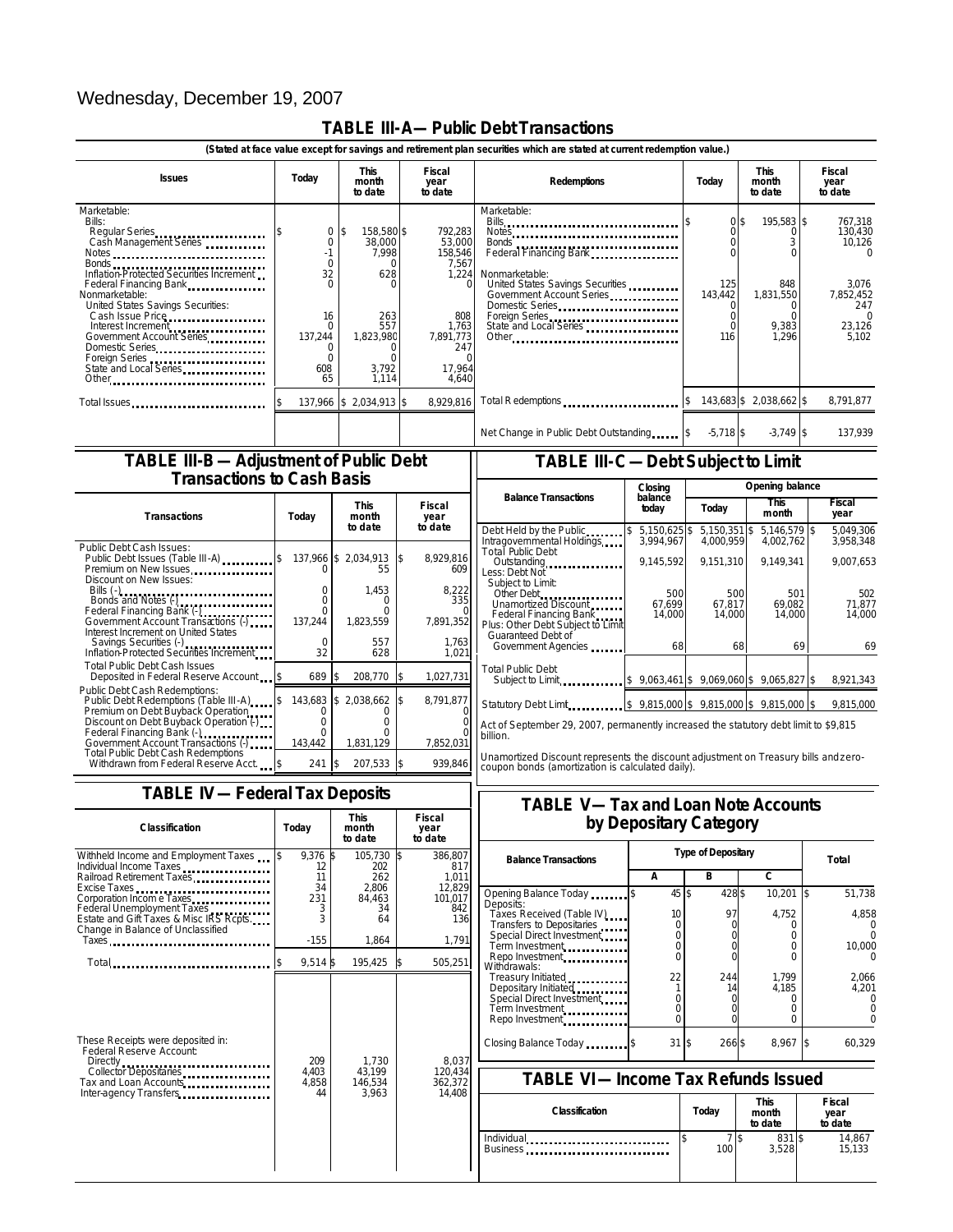Wednesday, December 19, 2007

## TABLE III-A— Public Debt Transactions

(Stated at face value except for savings and retirement plan securities which are stated at current redemption value.)

| Issues | Today | This month to date | Fiscal year to date | Redemptions | Today | This month to date | Fiscal year to date |
|---|---|---|---|---|---|---|---|
| Marketable: | | | | Marketable: | | | |
| Bills: | | | | Bills | $ 0 | $ 195,583 | $ 767,318 |
| Regular Series | $ 0 | $ 158,580 | $ 792,283 | Notes | 0 | 0 | 130,430 |
| Cash Management Series | 0 | 38,000 | 53,000 | Bonds | 0 | 3 | 10,126 |
| Notes | -1 | 7,998 | 158,546 | Federal Financing Bank | 0 | 0 | 0 |
| Bonds | 0 | 0 | 7,567 | | | | |
| Inflation-Protected Securities Increment | 32 | 628 | 1,224 | Nonmarketable: | | | |
| Federal Financing Bank | 0 | 0 | 0 | United States Savings Securities | 125 | 848 | 3,076 |
| Nonmarketable: | | | | Government Account Series | 143,442 | 1,831,550 | 7,852,452 |
| United States Savings Securities: | | | | Domestic Series | 0 | 0 | 247 |
| Cash Issue Price | 16 | 263 | 808 | Foreign Series | 0 | 0 | 0 |
| Interest Increment | 0 | 557 | 1,763 | State and Local Series | 0 | 9,383 | 23,126 |
| Government Account Series | 137,244 | 1,823,980 | 7,891,773 | Other | 116 | 1,296 | 5,102 |
| Domestic Series | 0 | 0 | 247 | | | | |
| Foreign Series | 0 | 0 | 0 | | | | |
| State and Local Series | 608 | 3,792 | 17,964 | | | | |
| Other | 65 | 1,114 | 4,640 | | | | |
| Total Issues | $ 137,966 | $ 2,034,913 | $ 8,929,816 | Total Redemptions | $ 143,683 | $ 2,038,662 | $ 8,791,877 |
| | | | | Net Change in Public Debt Outstanding | $ -5,718 | $ -3,749 | $ 137,939 |

## TABLE III-B — Adjustment of Public Debt Transactions to Cash Basis

| Transactions | Today | This month to date | Fiscal year to date |
|---|---|---|---|
| Public Debt Cash Issues: | | | |
| Public Debt Issues (Table III-A) | $ 137,966 | $ 2,034,913 | $ 8,929,816 |
| Premium on New Issues | 0 | 55 | 609 |
| Discount on New Issues: | | | |
| Bills (-) | 0 | 1,453 | 8,222 |
| Bonds and Notes (-) | 0 | 0 | 335 |
| Federal Financing Bank (-) | 0 | 0 | 0 |
| Government Account Transactions (-) | 137,244 | 1,823,559 | 7,891,352 |
| Interest Increment on United States Savings Securities (-) | 0 | 557 | 1,763 |
| Inflation-Protected Securities Increment | 32 | 628 | 1,021 |
| Total Public Debt Cash Issues Deposited in Federal Reserve Account | $ 689 | $ 208,770 | $ 1,027,731 |
| Public Debt Cash Redemptions: | | | |
| Public Debt Redemptions (Table III-A) | $ 143,683 | $ 2,038,662 | $ 8,791,877 |
| Premium on Debt Buyback Operation | 0 | 0 | 0 |
| Discount on Debt Buyback Operation (-) | 0 | 0 | 0 |
| Federal Financing Bank (-) | 0 | 0 | 0 |
| Government Account Transactions (-) | 143,442 | 1,831,129 | 7,852,031 |
| Total Public Debt Cash Redemptions Withdrawn from Federal Reserve Acct. | $ 241 | $ 207,533 | $ 939,846 |

## TABLE III-C — Debt Subject to Limit

| Balance Transactions | Closing balance today | Opening balance Today | Opening balance This month | Opening balance Fiscal year |
|---|---|---|---|---|
| Debt Held by the Public | $ 5,150,625 | $ 5,150,351 | $ 5,146,579 | $ 5,049,306 |
| Intragovernmental Holdings | 3,994,967 | 4,000,959 | 4,002,762 | 3,958,348 |
| Total Public Debt Outstanding | 9,145,592 | 9,151,310 | 9,149,341 | 9,007,653 |
| Less: Debt Not Subject to Limit: | | | | |
| Other Debt | 500 | 500 | 501 | 502 |
| Unamortized Discount | 67,699 | 67,817 | 69,082 | 71,877 |
| Federal Financing Bank | 14,000 | 14,000 | 14,000 | 14,000 |
| Plus: Other Debt Subject to Limit | | | | |
| Guaranteed Debt of Government Agencies | 68 | 68 | 69 | 69 |
| Total Public Debt Subject to Limit | $ 9,063,461 | $ 9,069,060 | $ 9,065,827 | $ 8,921,343 |
| Statutory Debt Limit | $ 9,815,000 | $ 9,815,000 | $ 9,815,000 | $ 9,815,000 |

Act of September 29, 2007, permanently increased the statutory debt limit to $9,815 billion.

Unamortized Discount represents the discount adjustment on Treasury bills and zero-coupon bonds (amortization is calculated daily).

## TABLE IV — Federal Tax Deposits

| Classification | Today | This month to date | Fiscal year to date |
|---|---|---|---|
| Withheld Income and Employment Taxes | $ 9,376 | $ 105,730 | $ 386,807 |
| Individual Income Taxes | 12 | 202 | 817 |
| Railroad Retirement Taxes | 11 | 262 | 1,011 |
| Excise Taxes | 34 | 2,806 | 12,829 |
| Corporation Income Taxes | 231 | 84,463 | 101,017 |
| Federal Unemployment Taxes | 3 | 34 | 842 |
| Estate and Gift Taxes & Misc IRS Rcpts. | 3 | 64 | 136 |
| Change in Balance of Unclassified Taxes | -155 | 1,864 | 1,791 |
| Total | $ 9,514 | $ 195,425 | $ 505,251 |
| These Receipts were deposited in: | | | |
| Federal Reserve Account: | | | |
| Directly | 209 | 1,730 | 8,037 |
| Collector Depositaries | 4,403 | 43,199 | 120,434 |
| Tax and Loan Accounts | 4,858 | 146,534 | 362,372 |
| Inter-agency Transfers | 44 | 3,963 | 14,408 |

## TABLE V— Tax and Loan Note Accounts by Depositary Category

| Balance Transactions | Type of Depositary A | Type of Depositary B | Type of Depositary C | Total |
|---|---|---|---|---|
| Opening Balance Today | $ 45 | $ 428 | $ 10,201 | $ 51,738 |
| Deposits: | | | | |
| Taxes Received (Table IV) | 10 | 97 | 4,752 | 4,858 |
| Transfers to Depositaries | 0 | 0 | 0 | 0 |
| Special Direct Investment | 0 | 0 | 0 | 0 |
| Term Investment | 0 | 0 | 0 | 10,000 |
| Repo Investment | 0 | 0 | 0 | 0 |
| Withdrawals: | | | | |
| Treasury Initiated | 22 | 244 | 1,799 | 2,066 |
| Depositary Initiated | 1 | 14 | 4,185 | 4,201 |
| Special Direct Investment | 0 | 0 | 0 | 0 |
| Term Investment | 0 | 0 | 0 | 0 |
| Repo Investment | 0 | 0 | 0 | 0 |
| Closing Balance Today | $ 31 | $ 266 | $ 8,967 | $ 60,329 |

## TABLE VI— Income Tax Refunds Issued

| Classification | Today | This month to date | Fiscal year to date |
|---|---|---|---|
| Individual | $ 7 | $ 831 | $ 14,867 |
| Business | 100 | 3,528 | 15,133 |